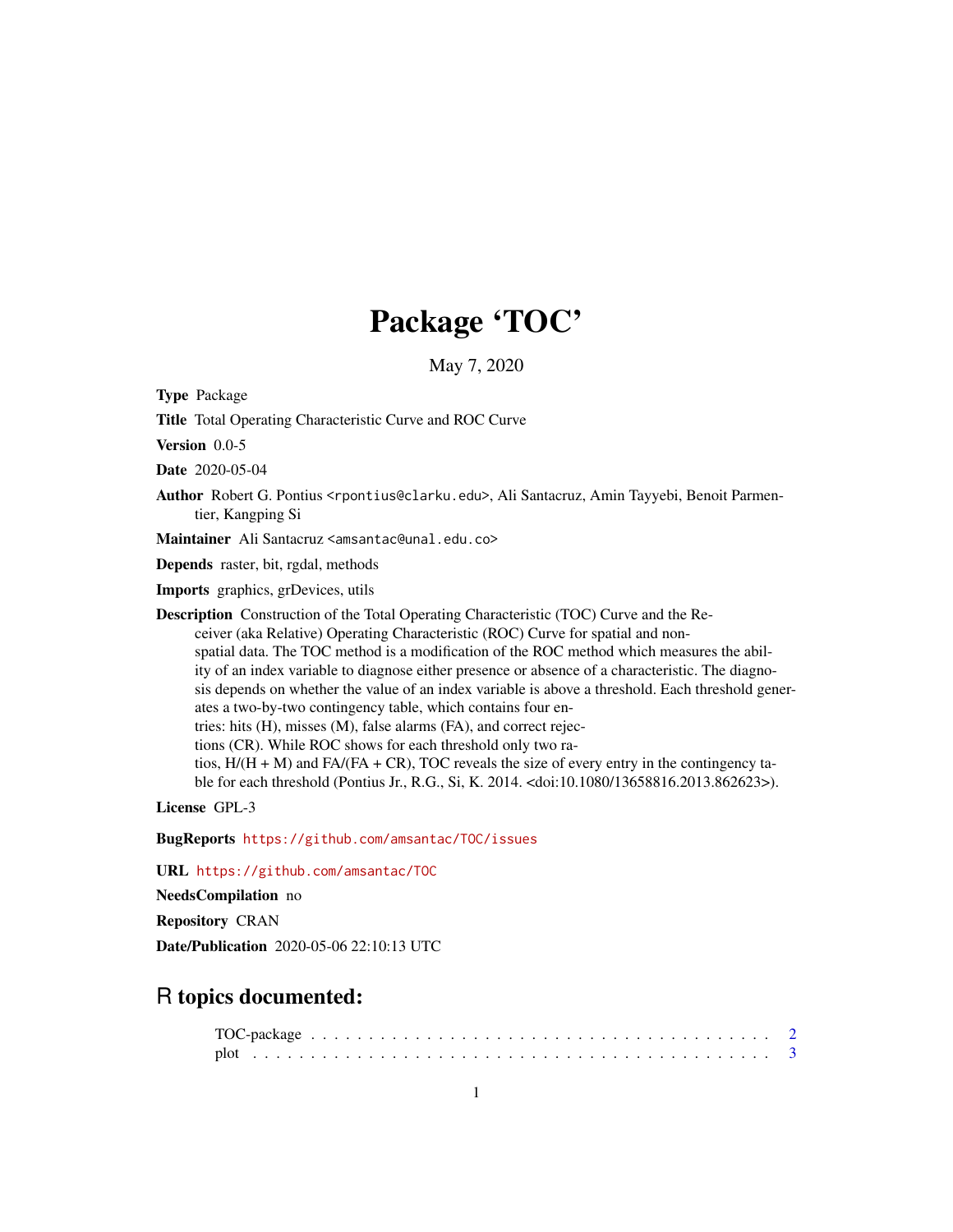# Package 'TOC'

May 7, 2020

**Type** Package

**Title** Total Operating Characteristic Curve and ROC Curve

**Version** 0.0-5

**Date** 2020-05-04

**Author** Robert G. Pontius <rpontius@clarku.edu>, Ali Santacruz, Amin Tayyebi, Benoit Parmentier, Kangping Si

**Maintainer** Ali Santacruz <amsantac@unal.edu.co>

**Depends** raster, bit, rgdal, methods

**Imports** graphics, grDevices, utils

**Description** Construction of the Total Operating Characteristic (TOC) Curve and the Receiver (aka Relative) Operating Characteristic (ROC) Curve for spatial and non-spatial data. The TOC method is a modification of the ROC method which measures the ability of an index variable to diagnose either presence or absence of a characteristic. The diagnosis depends on whether the value of an index variable is above a threshold. Each threshold generates a two-by-two contingency table, which contains four entries: hits (H), misses (M), false alarms (FA), and correct rejections (CR). While ROC shows for each threshold only two ratios, H/(H + M) and FA/(FA + CR), TOC reveals the size of every entry in the contingency table for each threshold (Pontius Jr., R.G., Si, K. 2014. <doi:10.1080/13658816.2013.862623>).

**License** GPL-3

**BugReports** https://github.com/amsantac/TOC/issues

**URL** https://github.com/amsantac/TOC

**NeedsCompilation** no

**Repository** CRAN

**Date/Publication** 2020-05-06 22:10:13 UTC

## R topics documented:

TOC-package . . . . . . . . . . . . . . . . . . . . . . . . . . . . . . . . . . . . . . . . 2
plot . . . . . . . . . . . . . . . . . . . . . . . . . . . . . . . . . . . . . . . . . . . . 3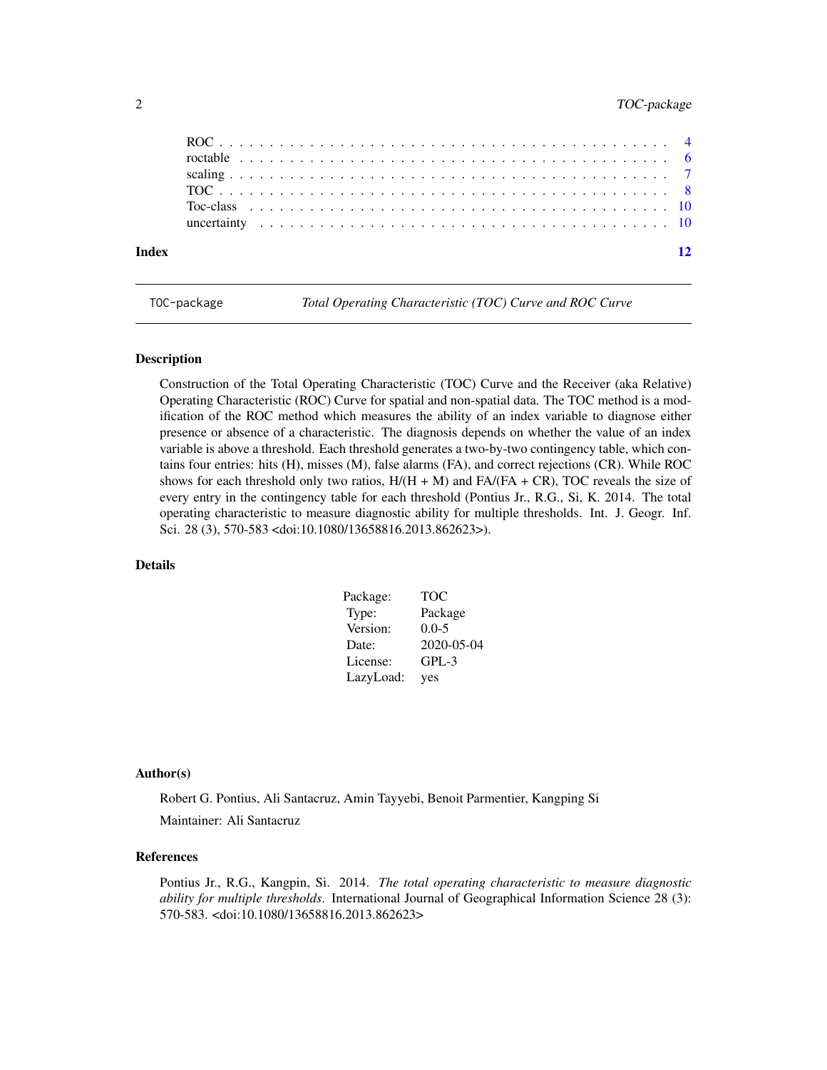| | |
|---|---|
| ROC | 4 |
| roctable | 6 |
| scaling | 7 |
| TOC | 8 |
| Toc-class | 10 |
| uncertainty | 10 |

**Index** **12**

---

TOC-package — *Total Operating Characteristic (TOC) Curve and ROC Curve*

---

## Description

Construction of the Total Operating Characteristic (TOC) Curve and the Receiver (aka Relative) Operating Characteristic (ROC) Curve for spatial and non-spatial data. The TOC method is a modification of the ROC method which measures the ability of an index variable to diagnose either presence or absence of a characteristic. The diagnosis depends on whether the value of an index variable is above a threshold. Each threshold generates a two-by-two contingency table, which contains four entries: hits (H), misses (M), false alarms (FA), and correct rejections (CR). While ROC shows for each threshold only two ratios, H/(H + M) and FA/(FA + CR), TOC reveals the size of every entry in the contingency table for each threshold (Pontius Jr., R.G., Si, K. 2014. The total operating characteristic to measure diagnostic ability for multiple thresholds. Int. J. Geogr. Inf. Sci. 28 (3), 570-583 <doi:10.1080/13658816.2013.862623>).

## Details

| | |
|---|---|
| Package: | TOC |
| Type: | Package |
| Version: | 0.0-5 |
| Date: | 2020-05-04 |
| License: | GPL-3 |
| LazyLoad: | yes |

## Author(s)

Robert G. Pontius, Ali Santacruz, Amin Tayyebi, Benoit Parmentier, Kangping Si

Maintainer: Ali Santacruz

## References

Pontius Jr., R.G., Kangpin, Si. 2014. *The total operating characteristic to measure diagnostic ability for multiple thresholds*. International Journal of Geographical Information Science 28 (3): 570-583. <doi:10.1080/13658816.2013.862623>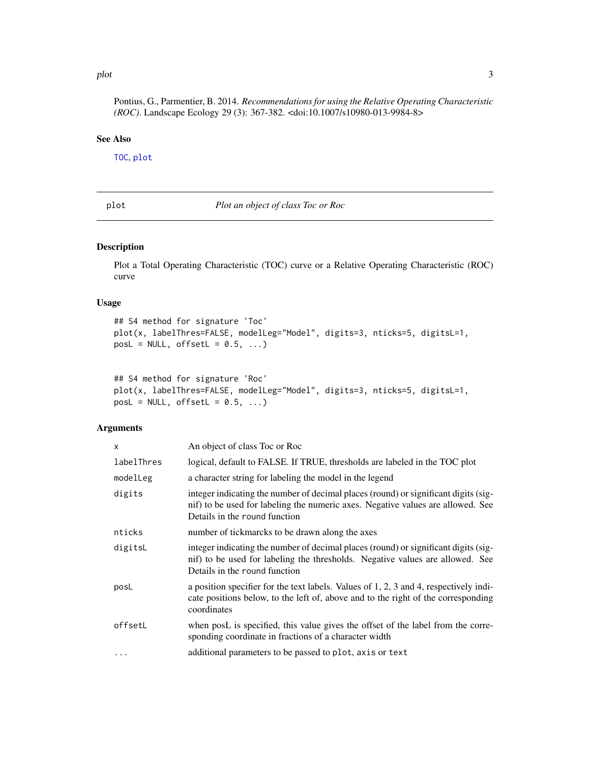Pontius, G., Parmentier, B. 2014. *Recommendations for using the Relative Operating Characteristic (ROC)*. Landscape Ecology 29 (3): 367-382. <doi:10.1007/s10980-013-9984-8>

### See Also

TOC, plot

---

## plot — *Plot an object of class Toc or Roc*

### Description

Plot a Total Operating Characteristic (TOC) curve or a Relative Operating Characteristic (ROC) curve

### Usage

```
## S4 method for signature 'Toc'
plot(x, labelThres=FALSE, modelLeg="Model", digits=3, nticks=5, digitsL=1,
posL = NULL, offsetL = 0.5, ...)


## S4 method for signature 'Roc'
plot(x, labelThres=FALSE, modelLeg="Model", digits=3, nticks=5, digitsL=1,
posL = NULL, offsetL = 0.5, ...)
```

### Arguments

| | |
|---|---|
| `x` | An object of class Toc or Roc |
| `labelThres` | logical, default to FALSE. If TRUE, thresholds are labeled in the TOC plot |
| `modelLeg` | a character string for labeling the model in the legend |
| `digits` | integer indicating the number of decimal places (round) or significant digits (signif) to be used for labeling the numeric axes. Negative values are allowed. See Details in the `round` function |
| `nticks` | number of tickmarcks to be drawn along the axes |
| `digitsL` | integer indicating the number of decimal places (round) or significant digits (signif) to be used for labeling the thresholds. Negative values are allowed. See Details in the `round` function |
| `posL` | a position specifier for the text labels. Values of 1, 2, 3 and 4, respectively indicate positions below, to the left of, above and to the right of the corresponding coordinates |
| `offsetL` | when posL is specified, this value gives the offset of the label from the corresponding coordinate in fractions of a character width |
| `...` | additional parameters to be passed to `plot`, `axis` or `text` |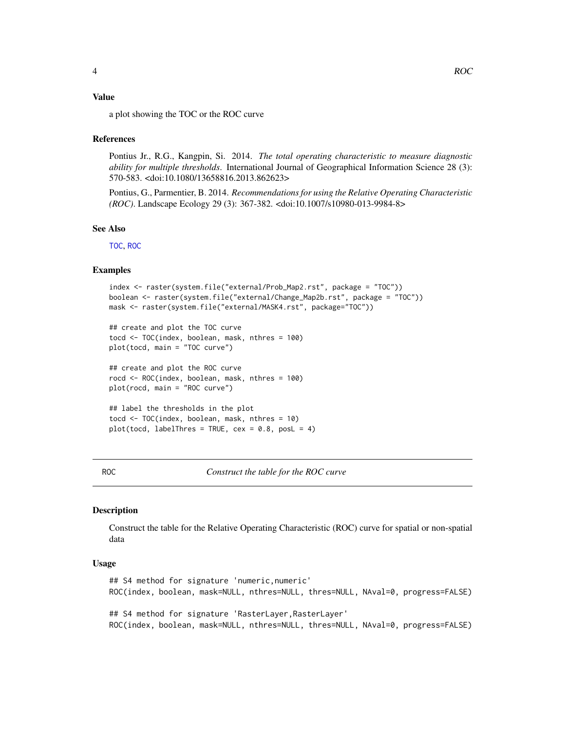### Value

a plot showing the TOC or the ROC curve

### References

Pontius Jr., R.G., Kangpin, Si. 2014. *The total operating characteristic to measure diagnostic ability for multiple thresholds*. International Journal of Geographical Information Science 28 (3): 570-583. <doi:10.1080/13658816.2013.862623>

Pontius, G., Parmentier, B. 2014. *Recommendations for using the Relative Operating Characteristic (ROC)*. Landscape Ecology 29 (3): 367-382. <doi:10.1007/s10980-013-9984-8>

### See Also

TOC, ROC

### Examples

```
index <- raster(system.file("external/Prob_Map2.rst", package = "TOC"))
boolean <- raster(system.file("external/Change_Map2b.rst", package = "TOC"))
mask <- raster(system.file("external/MASK4.rst", package="TOC"))

## create and plot the TOC curve
tocd <- TOC(index, boolean, mask, nthres = 100)
plot(tocd, main = "TOC curve")

## create and plot the ROC curve
rocd <- ROC(index, boolean, mask, nthres = 100)
plot(rocd, main = "ROC curve")

## label the thresholds in the plot
tocd <- TOC(index, boolean, mask, nthres = 10)
plot(tocd, labelThres = TRUE, cex = 0.8, posL = 4)
```

---

## ROC — *Construct the table for the ROC curve*

---

### Description

Construct the table for the Relative Operating Characteristic (ROC) curve for spatial or non-spatial data

### Usage

```
## S4 method for signature 'numeric,numeric'
ROC(index, boolean, mask=NULL, nthres=NULL, thres=NULL, NAval=0, progress=FALSE)

## S4 method for signature 'RasterLayer,RasterLayer'
ROC(index, boolean, mask=NULL, nthres=NULL, thres=NULL, NAval=0, progress=FALSE)
```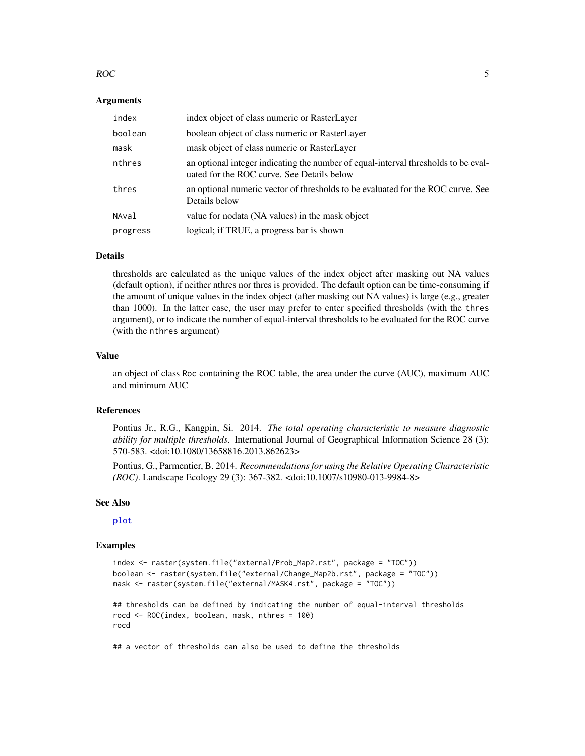## Arguments

| | |
|---|---|
| index | index object of class numeric or RasterLayer |
| boolean | boolean object of class numeric or RasterLayer |
| mask | mask object of class numeric or RasterLayer |
| nthres | an optional integer indicating the number of equal-interval thresholds to be evaluated for the ROC curve. See Details below |
| thres | an optional numeric vector of thresholds to be evaluated for the ROC curve. See Details below |
| NAval | value for nodata (NA values) in the mask object |
| progress | logical; if TRUE, a progress bar is shown |

## Details

thresholds are calculated as the unique values of the index object after masking out NA values (default option), if neither nthres nor thres is provided. The default option can be time-consuming if the amount of unique values in the index object (after masking out NA values) is large (e.g., greater than 1000). In the latter case, the user may prefer to enter specified thresholds (with the `thres` argument), or to indicate the number of equal-interval thresholds to be evaluated for the ROC curve (with the `nthres` argument)

## Value

an object of class `Roc` containing the ROC table, the area under the curve (AUC), maximum AUC and minimum AUC

## References

Pontius Jr., R.G., Kangpin, Si. 2014. *The total operating characteristic to measure diagnostic ability for multiple thresholds*. International Journal of Geographical Information Science 28 (3): 570-583. <doi:10.1080/13658816.2013.862623>

Pontius, G., Parmentier, B. 2014. *Recommendations for using the Relative Operating Characteristic (ROC)*. Landscape Ecology 29 (3): 367-382. <doi:10.1007/s10980-013-9984-8>

## See Also

plot

## Examples

```
index <- raster(system.file("external/Prob_Map2.rst", package = "TOC"))
boolean <- raster(system.file("external/Change_Map2b.rst", package = "TOC"))
mask <- raster(system.file("external/MASK4.rst", package = "TOC"))

## thresholds can be defined by indicating the number of equal-interval thresholds
rocd <- ROC(index, boolean, mask, nthres = 100)
rocd

## a vector of thresholds can also be used to define the thresholds
```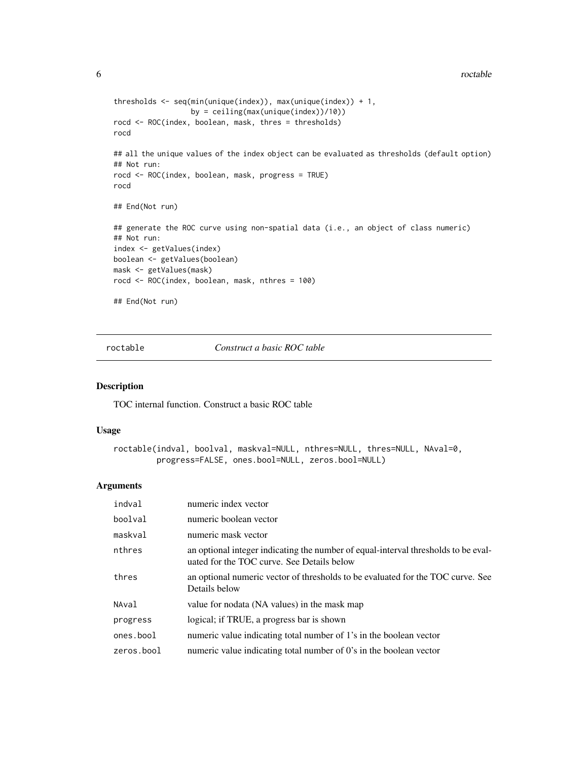```
thresholds <- seq(min(unique(index)), max(unique(index)) + 1,
                  by = ceiling(max(unique(index))/10))
rocd <- ROC(index, boolean, mask, thres = thresholds)
rocd

## all the unique values of the index object can be evaluated as thresholds (default option)
## Not run:
rocd <- ROC(index, boolean, mask, progress = TRUE)
rocd

## End(Not run)

## generate the ROC curve using non-spatial data (i.e., an object of class numeric)
## Not run:
index <- getValues(index)
boolean <- getValues(boolean)
mask <- getValues(mask)
rocd <- ROC(index, boolean, mask, nthres = 100)

## End(Not run)
```

## roctable — *Construct a basic ROC table*

### Description

TOC internal function. Construct a basic ROC table

### Usage

```
roctable(indval, boolval, maskval=NULL, nthres=NULL, thres=NULL, NAval=0,
         progress=FALSE, ones.bool=NULL, zeros.bool=NULL)
```

### Arguments

| | |
|---|---|
| indval | numeric index vector |
| boolval | numeric boolean vector |
| maskval | numeric mask vector |
| nthres | an optional integer indicating the number of equal-interval thresholds to be evaluated for the TOC curve. See Details below |
| thres | an optional numeric vector of thresholds to be evaluated for the TOC curve. See Details below |
| NAval | value for nodata (NA values) in the mask map |
| progress | logical; if TRUE, a progress bar is shown |
| ones.bool | numeric value indicating total number of 1's in the boolean vector |
| zeros.bool | numeric value indicating total number of 0's in the boolean vector |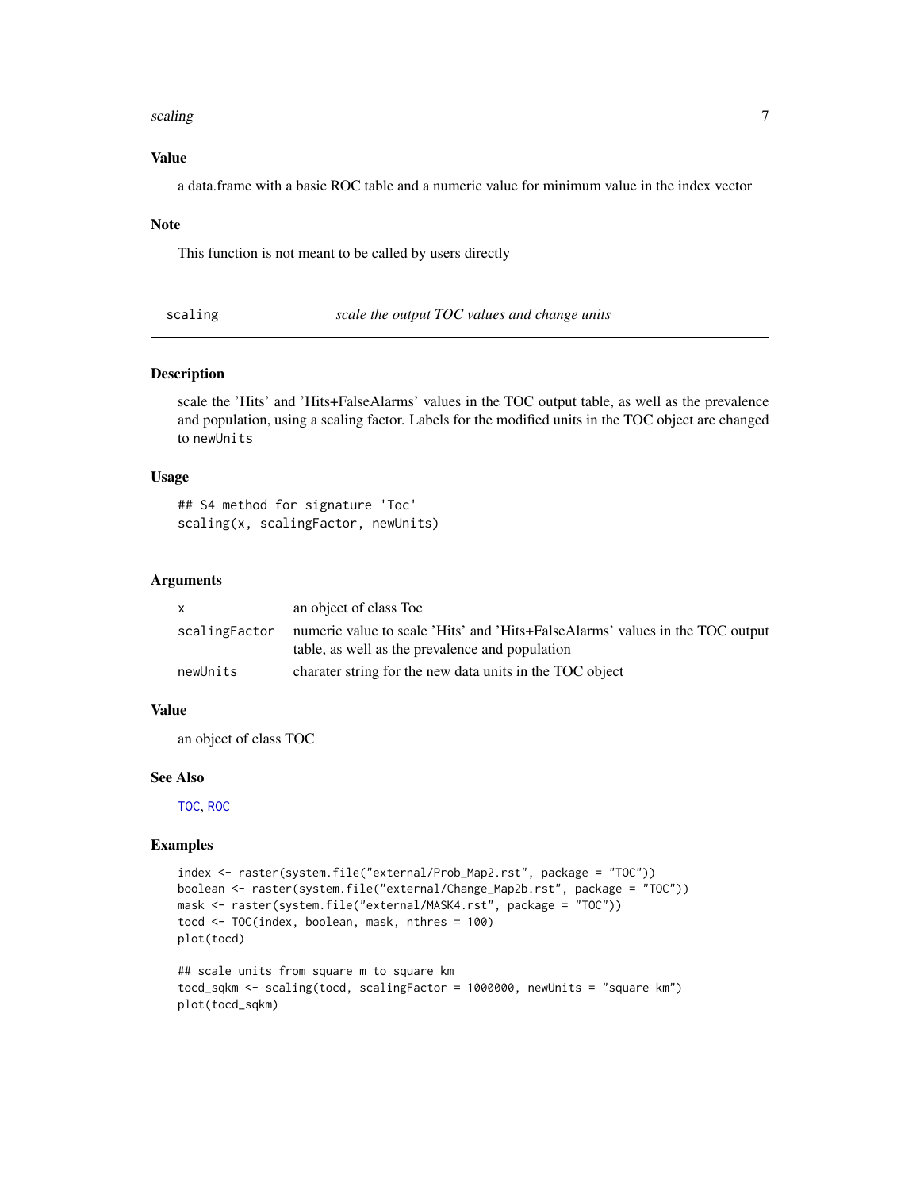### Value

a data.frame with a basic ROC table and a numeric value for minimum value in the index vector

### Note

This function is not meant to be called by users directly

---

## scaling *scale the output TOC values and change units*

---

### Description

scale the 'Hits' and 'Hits+FalseAlarms' values in the TOC output table, as well as the prevalence and population, using a scaling factor. Labels for the modified units in the TOC object are changed to `newUnits`

### Usage

```
## S4 method for signature 'Toc'
scaling(x, scalingFactor, newUnits)
```

### Arguments

| | |
|---|---|
| `x` | an object of class Toc |
| `scalingFactor` | numeric value to scale 'Hits' and 'Hits+FalseAlarms' values in the TOC output table, as well as the prevalence and population |
| `newUnits` | charater string for the new data units in the TOC object |

### Value

an object of class TOC

### See Also

`TOC`, `ROC`

### Examples

```
index <- raster(system.file("external/Prob_Map2.rst", package = "TOC"))
boolean <- raster(system.file("external/Change_Map2b.rst", package = "TOC"))
mask <- raster(system.file("external/MASK4.rst", package = "TOC"))
tocd <- TOC(index, boolean, mask, nthres = 100)
plot(tocd)

## scale units from square m to square km
tocd_sqkm <- scaling(tocd, scalingFactor = 1000000, newUnits = "square km")
plot(tocd_sqkm)
```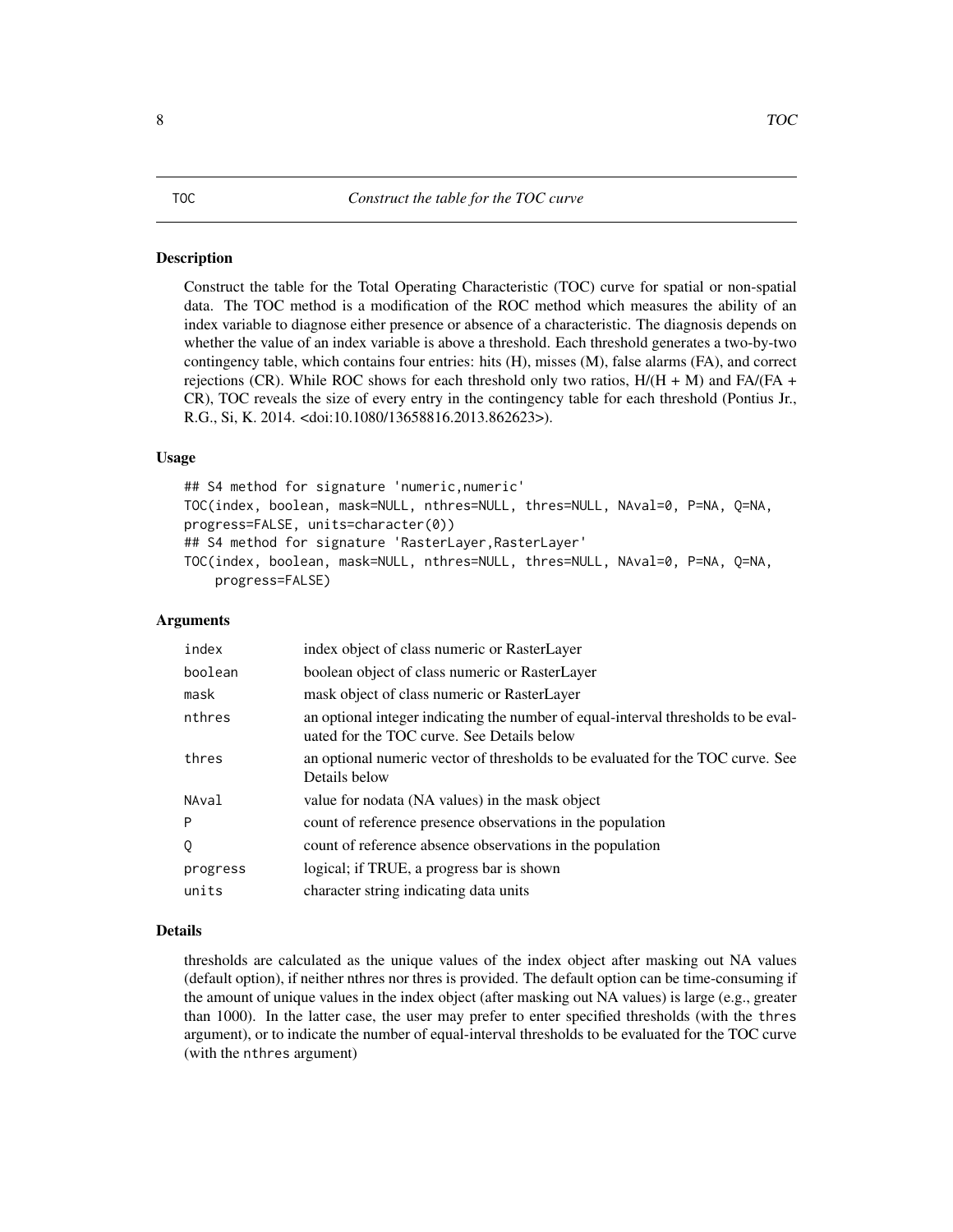TOC *Construct the table for the TOC curve*

## Description

Construct the table for the Total Operating Characteristic (TOC) curve for spatial or non-spatial data. The TOC method is a modification of the ROC method which measures the ability of an index variable to diagnose either presence or absence of a characteristic. The diagnosis depends on whether the value of an index variable is above a threshold. Each threshold generates a two-by-two contingency table, which contains four entries: hits (H), misses (M), false alarms (FA), and correct rejections (CR). While ROC shows for each threshold only two ratios, H/(H + M) and FA/(FA + CR), TOC reveals the size of every entry in the contingency table for each threshold (Pontius Jr., R.G., Si, K. 2014. <doi:10.1080/13658816.2013.862623>).

## Usage

```
## S4 method for signature 'numeric,numeric'
TOC(index, boolean, mask=NULL, nthres=NULL, thres=NULL, NAval=0, P=NA, Q=NA,
progress=FALSE, units=character(0))
## S4 method for signature 'RasterLayer,RasterLayer'
TOC(index, boolean, mask=NULL, nthres=NULL, thres=NULL, NAval=0, P=NA, Q=NA,
    progress=FALSE)
```

## Arguments

| | |
|---|---|
| `index` | index object of class numeric or RasterLayer |
| `boolean` | boolean object of class numeric or RasterLayer |
| `mask` | mask object of class numeric or RasterLayer |
| `nthres` | an optional integer indicating the number of equal-interval thresholds to be evaluated for the TOC curve. See Details below |
| `thres` | an optional numeric vector of thresholds to be evaluated for the TOC curve. See Details below |
| `NAval` | value for nodata (NA values) in the mask object |
| `P` | count of reference presence observations in the population |
| `Q` | count of reference absence observations in the population |
| `progress` | logical; if TRUE, a progress bar is shown |
| `units` | character string indicating data units |

## Details

thresholds are calculated as the unique values of the index object after masking out NA values (default option), if neither nthres nor thres is provided. The default option can be time-consuming if the amount of unique values in the index object (after masking out NA values) is large (e.g., greater than 1000). In the latter case, the user may prefer to enter specified thresholds (with the `thres` argument), or to indicate the number of equal-interval thresholds to be evaluated for the TOC curve (with the `nthres` argument)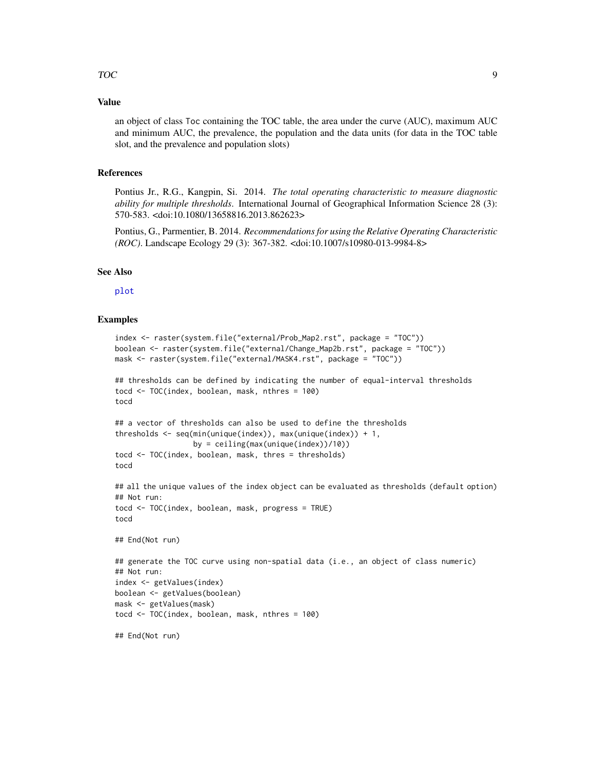### Value

an object of class Toc containing the TOC table, the area under the curve (AUC), maximum AUC and minimum AUC, the prevalence, the population and the data units (for data in the TOC table slot, and the prevalence and population slots)

### References

Pontius Jr., R.G., Kangpin, Si. 2014. *The total operating characteristic to measure diagnostic ability for multiple thresholds*. International Journal of Geographical Information Science 28 (3): 570-583. <doi:10.1080/13658816.2013.862623>

Pontius, G., Parmentier, B. 2014. *Recommendations for using the Relative Operating Characteristic (ROC)*. Landscape Ecology 29 (3): 367-382. <doi:10.1007/s10980-013-9984-8>

### See Also

plot

### Examples

```
index <- raster(system.file("external/Prob_Map2.rst", package = "TOC"))
boolean <- raster(system.file("external/Change_Map2b.rst", package = "TOC"))
mask <- raster(system.file("external/MASK4.rst", package = "TOC"))

## thresholds can be defined by indicating the number of equal-interval thresholds
tocd <- TOC(index, boolean, mask, nthres = 100)
tocd

## a vector of thresholds can also be used to define the thresholds
thresholds <- seq(min(unique(index)), max(unique(index)) + 1,
                  by = ceiling(max(unique(index))/10))
tocd <- TOC(index, boolean, mask, thres = thresholds)
tocd

## all the unique values of the index object can be evaluated as thresholds (default option)
## Not run:
tocd <- TOC(index, boolean, mask, progress = TRUE)
tocd

## End(Not run)

## generate the TOC curve using non-spatial data (i.e., an object of class numeric)
## Not run:
index <- getValues(index)
boolean <- getValues(boolean)
mask <- getValues(mask)
tocd <- TOC(index, boolean, mask, nthres = 100)

## End(Not run)
```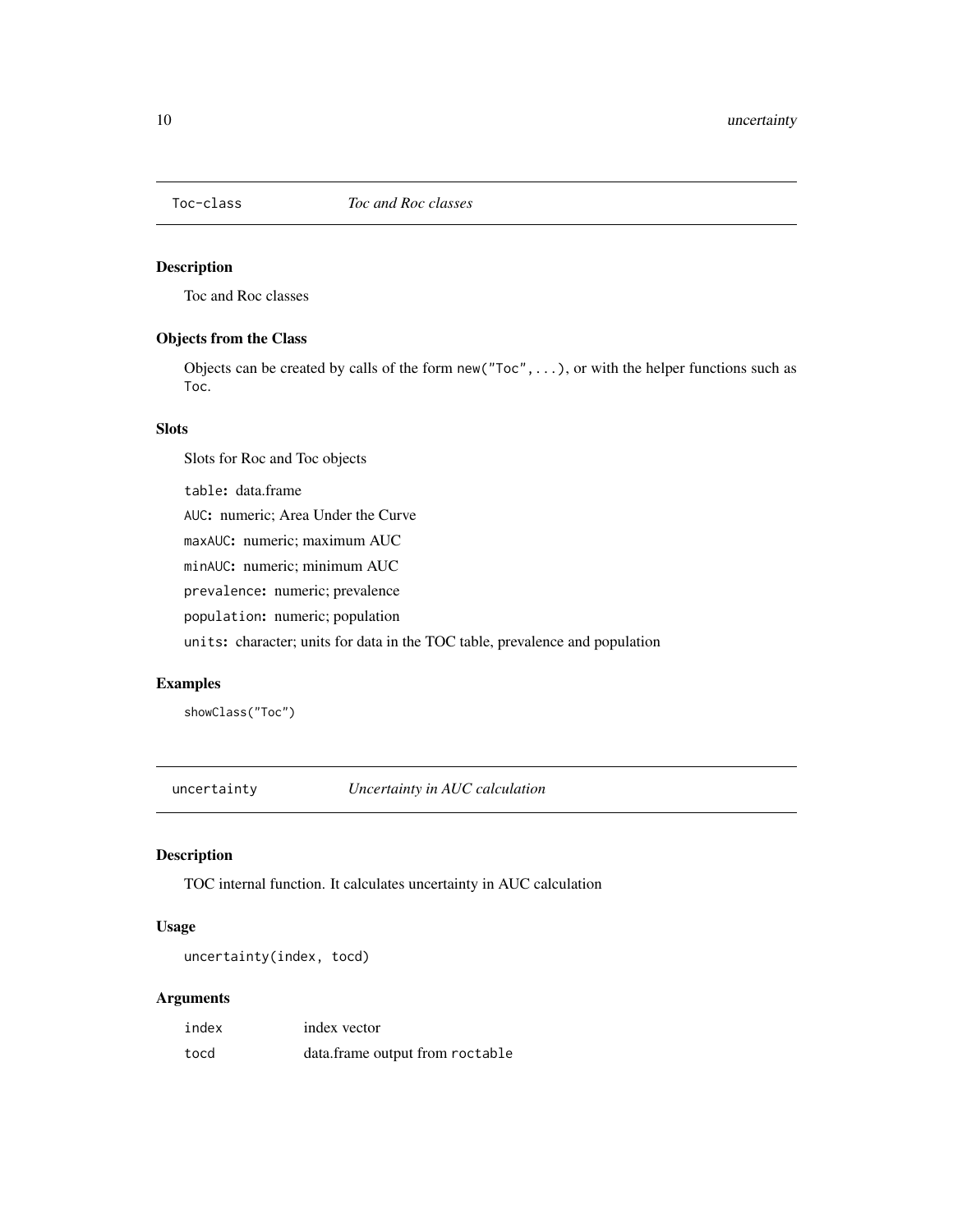## Toc-class *Toc and Roc classes*

### Description

Toc and Roc classes

### Objects from the Class

Objects can be created by calls of the form `new("Toc",...)`, or with the helper functions such as `Toc`.

### Slots

Slots for Roc and Toc objects

- `table`: data.frame
- `AUC`: numeric; Area Under the Curve
- `maxAUC`: numeric; maximum AUC
- `minAUC`: numeric; minimum AUC
- `prevalence`: numeric; prevalence
- `population`: numeric; population
- `units`: character; units for data in the TOC table, prevalence and population

### Examples

```
showClass("Toc")
```

## uncertainty *Uncertainty in AUC calculation*

### Description

TOC internal function. It calculates uncertainty in AUC calculation

### Usage

```
uncertainty(index, tocd)
```

### Arguments

| | |
|---|---|
| `index` | index vector |
| `tocd` | data.frame output from `roctable` |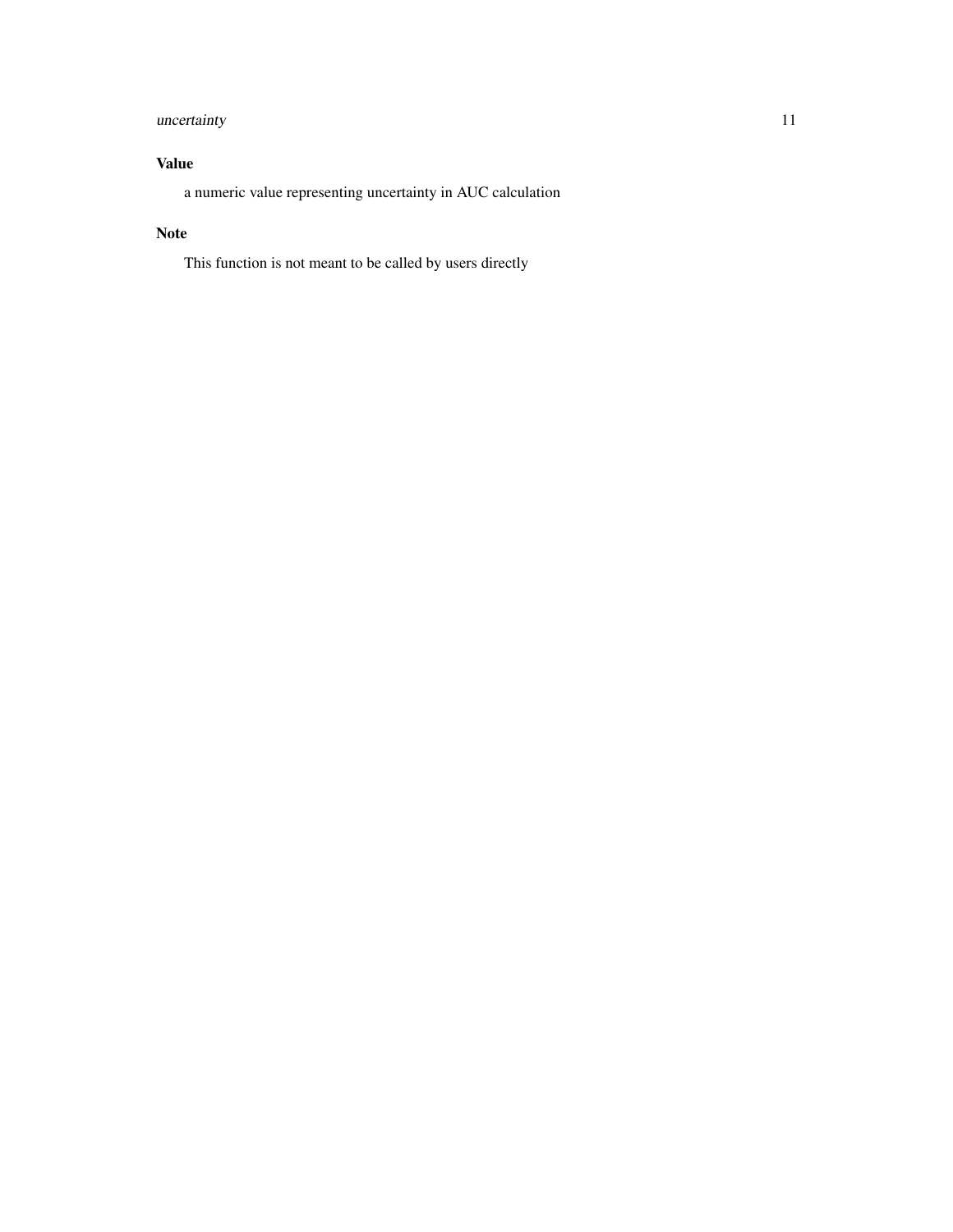### Value

a numeric value representing uncertainty in AUC calculation

### Note

This function is not meant to be called by users directly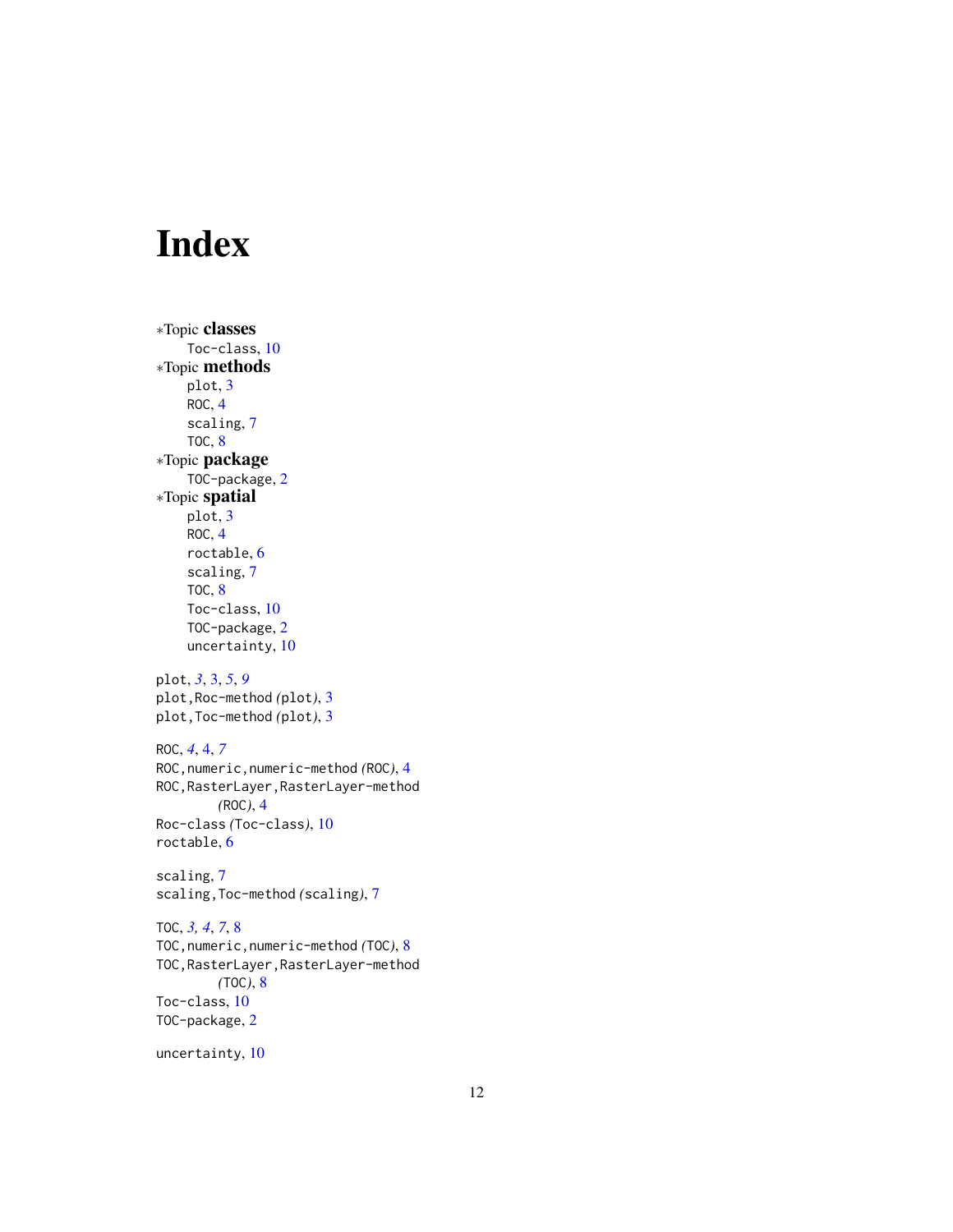# Index

∗Topic **classes**

Toc-class, 10

∗Topic **methods**

plot, 3
ROC, 4
scaling, 7
TOC, 8

∗Topic **package**

TOC-package, 2

∗Topic **spatial**

plot, 3
ROC, 4
roctable, 6
scaling, 7
TOC, 8
Toc-class, 10
TOC-package, 2
uncertainty, 10

plot, *3*, 3, *5*, *9*
plot,Roc-method *(*plot*)*, 3
plot,Toc-method *(*plot*)*, 3

ROC, *4*, 4, *7*
ROC,numeric,numeric-method *(*ROC*)*, 4
ROC,RasterLayer,RasterLayer-method *(*ROC*)*, 4
Roc-class *(*Toc-class*)*, 10
roctable, 6

scaling, 7
scaling,Toc-method *(*scaling*)*, 7

TOC, *3, 4*, *7*, 8
TOC,numeric,numeric-method *(*TOC*)*, 8
TOC,RasterLayer,RasterLayer-method *(*TOC*)*, 8
Toc-class, 10
TOC-package, 2

uncertainty, 10